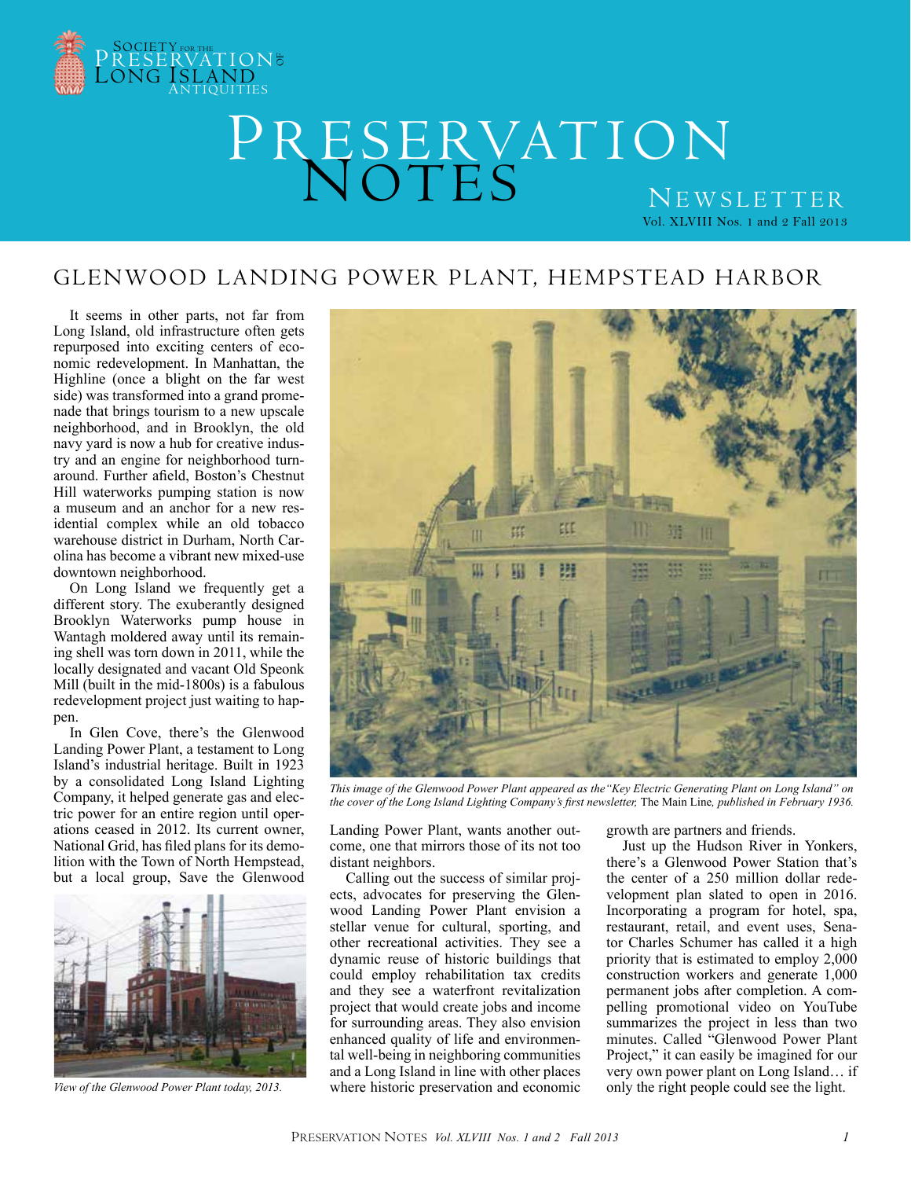# Preservation Notes

Newsletter

Vol. XLVIII Nos. 1 and 2 Fall 2013

## GLENWOOD LANDING POWER PLANT, HEMPSTEAD HARBOR

It seems in other parts, not far from Long Island, old infrastructure often gets repurposed into exciting centers of economic redevelopment. In Manhattan, the Highline (once a blight on the far west side) was transformed into a grand promenade that brings tourism to a new upscale neighborhood, and in Brooklyn, the old navy yard is now a hub for creative industry and an engine for neighborhood turnaround. Further afield, Boston's Chestnut Hill waterworks pumping station is now a museum and an anchor for a new residential complex while an old tobacco warehouse district in Durham, North Carolina has become a vibrant new mixed-use downtown neighborhood.

On Long Island we frequently get a different story. The exuberantly designed Brooklyn Waterworks pump house in Wantagh moldered away until its remaining shell was torn down in 2011, while the locally designated and vacant Old Speonk Mill (built in the mid-1800s) is a fabulous redevelopment project just waiting to happen.

In Glen Cove, there's the Glenwood Landing Power Plant, a testament to Long Island's industrial heritage. Built in 1923 by a consolidated Long Island Lighting Company, it helped generate gas and electric power for an entire region until operations ceased in 2012. Its current owner, National Grid, has filed plans for its demolition with the Town of North Hempstead, but a local group, Save the Glenwood Landing Power Plant, wants another outcome, one that mirrors those of its not too distant neighbors.

*View of the Glenwood Power Plant today, 2013.*

*This image of the Glenwood Power Plant appeared as the "Key Electric Generating Plant on Long Island" on the cover of the Long Island Lighting Company's first newsletter,* The Main Line*, published in February 1936.*

Calling out the success of similar projects, advocates for preserving the Glenwood Landing Power Plant envision a stellar venue for cultural, sporting, and other recreational activities. They see a dynamic reuse of historic buildings that could employ rehabilitation tax credits and they see a waterfront revitalization project that would create jobs and income for surrounding areas. They also envision enhanced quality of life and environmental well-being in neighboring communities and a Long Island in line with other places where historic preservation and economic growth are partners and friends.

Just up the Hudson River in Yonkers, there's a Glenwood Power Station that's the center of a 250 million dollar redevelopment plan slated to open in 2016. Incorporating a program for hotel, spa, restaurant, retail, and event uses, Senator Charles Schumer has called it a high priority that is estimated to employ 2,000 construction workers and generate 1,000 permanent jobs after completion. A compelling promotional video on YouTube summarizes the project in less than two minutes. Called "Glenwood Power Plant Project," it can easily be imagined for our very own power plant on Long Island… if only the right people could see the light.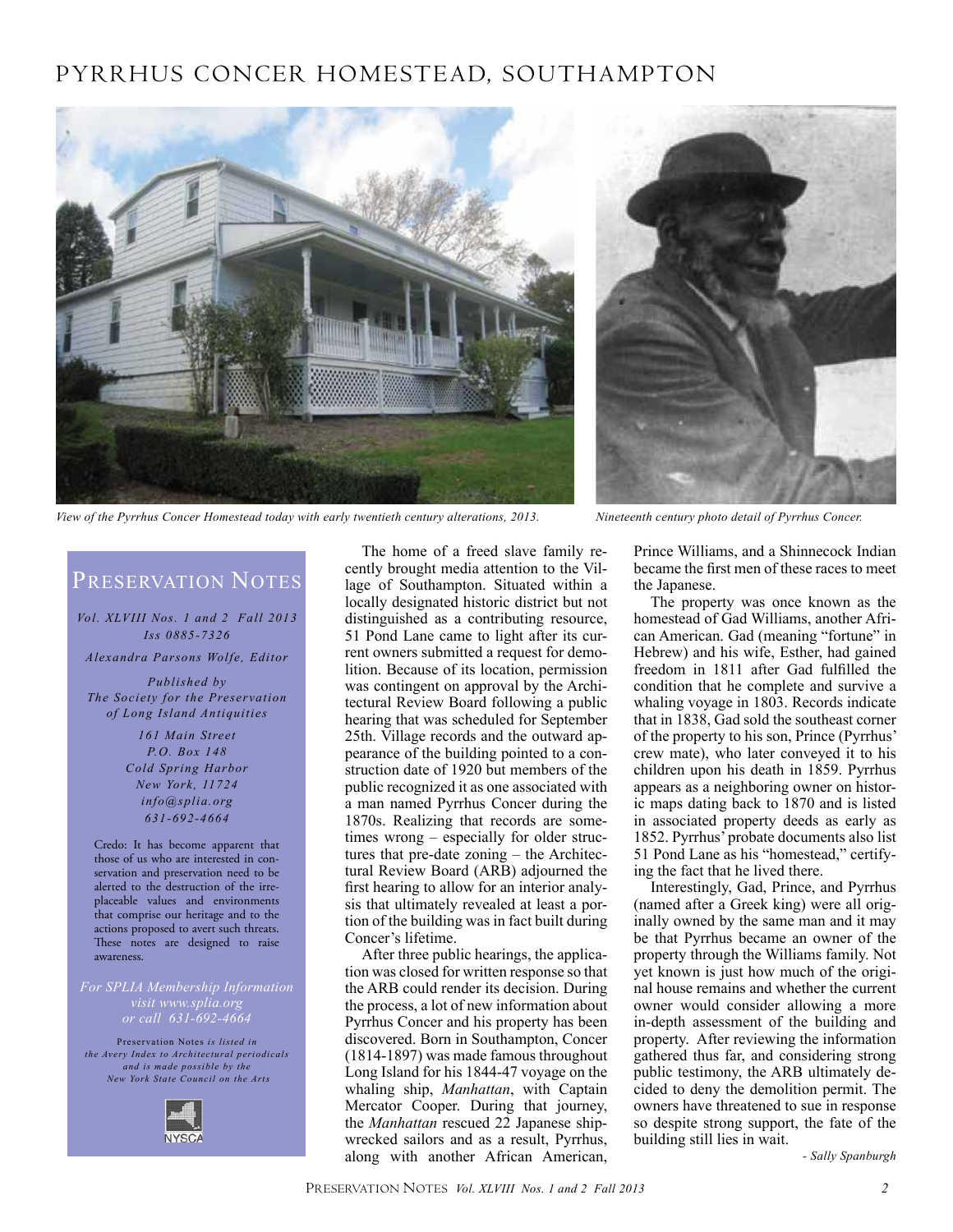# PYRRHUS CONCER HOMESTEAD, SOUTHAMPTON

*View of the Pyrrhus Concer Homestead today with early twentieth century alterations, 2013.*

*Nineteenth century photo detail of Pyrrhus Concer.*

## Preservation Notes

*Vol. XLVIII Nos. 1 and 2 Fall 2013*
*Iss 0885-7326*

*Alexandra Parsons Wolfe, Editor*

*Published by*
*The Society for the Preservation of Long Island Antiquities*

*161 Main Street*
*P.O. Box 148*
*Cold Spring Harbor*
*New York, 11724*
*info@splia.org*
*631-692-4664*

Credo: It has become apparent that those of us who are interested in conservation and preservation need to be alerted to the destruction of the irreplaceable values and environments that comprise our heritage and to the actions proposed to avert such threats. These notes are designed to raise awareness.

*For SPLIA Membership Information visit www.splia.org or call 631-692-4664*

Preservation Notes *is listed in the Avery Index to Architectural periodicals and is made possible by the New York State Council on the Arts*

NYSCA

The home of a freed slave family recently brought media attention to the Village of Southampton. Situated within a locally designated historic district but not distinguished as a contributing resource, 51 Pond Lane came to light after its current owners submitted a request for demolition. Because of its location, permission was contingent on approval by the Architectural Review Board following a public hearing that was scheduled for September 25th. Village records and the outward appearance of the building pointed to a construction date of 1920 but members of the public recognized it as one associated with a man named Pyrrhus Concer during the 1870s. Realizing that records are sometimes wrong – especially for older structures that pre-date zoning – the Architectural Review Board (ARB) adjourned the first hearing to allow for an interior analysis that ultimately revealed at least a portion of the building was in fact built during Concer's lifetime.

After three public hearings, the application was closed for written response so that the ARB could render its decision. During the process, a lot of new information about Pyrrhus Concer and his property has been discovered. Born in Southampton, Concer (1814-1897) was made famous throughout Long Island for his 1844-47 voyage on the whaling ship, *Manhattan*, with Captain Mercator Cooper. During that journey, the *Manhattan* rescued 22 Japanese shipwrecked sailors and as a result, Pyrrhus, along with another African American, Prince Williams, and a Shinnecock Indian became the first men of these races to meet the Japanese.

The property was once known as the homestead of Gad Williams, another African American. Gad (meaning "fortune" in Hebrew) and his wife, Esther, had gained freedom in 1811 after Gad fulfilled the condition that he complete and survive a whaling voyage in 1803. Records indicate that in 1838, Gad sold the southeast corner of the property to his son, Prince (Pyrrhus' crew mate), who later conveyed it to his children upon his death in 1859. Pyrrhus appears as a neighboring owner on historic maps dating back to 1870 and is listed in associated property deeds as early as 1852. Pyrrhus' probate documents also list 51 Pond Lane as his "homestead," certifying the fact that he lived there.

Interestingly, Gad, Prince, and Pyrrhus (named after a Greek king) were all originally owned by the same man and it may be that Pyrrhus became an owner of the property through the Williams family. Not yet known is just how much of the original house remains and whether the current owner would consider allowing a more in-depth assessment of the building and property. After reviewing the information gathered thus far, and considering strong public testimony, the ARB ultimately decided to deny the demolition permit. The owners have threatened to sue in response so despite strong support, the fate of the building still lies in wait.

*- Sally Spanburgh*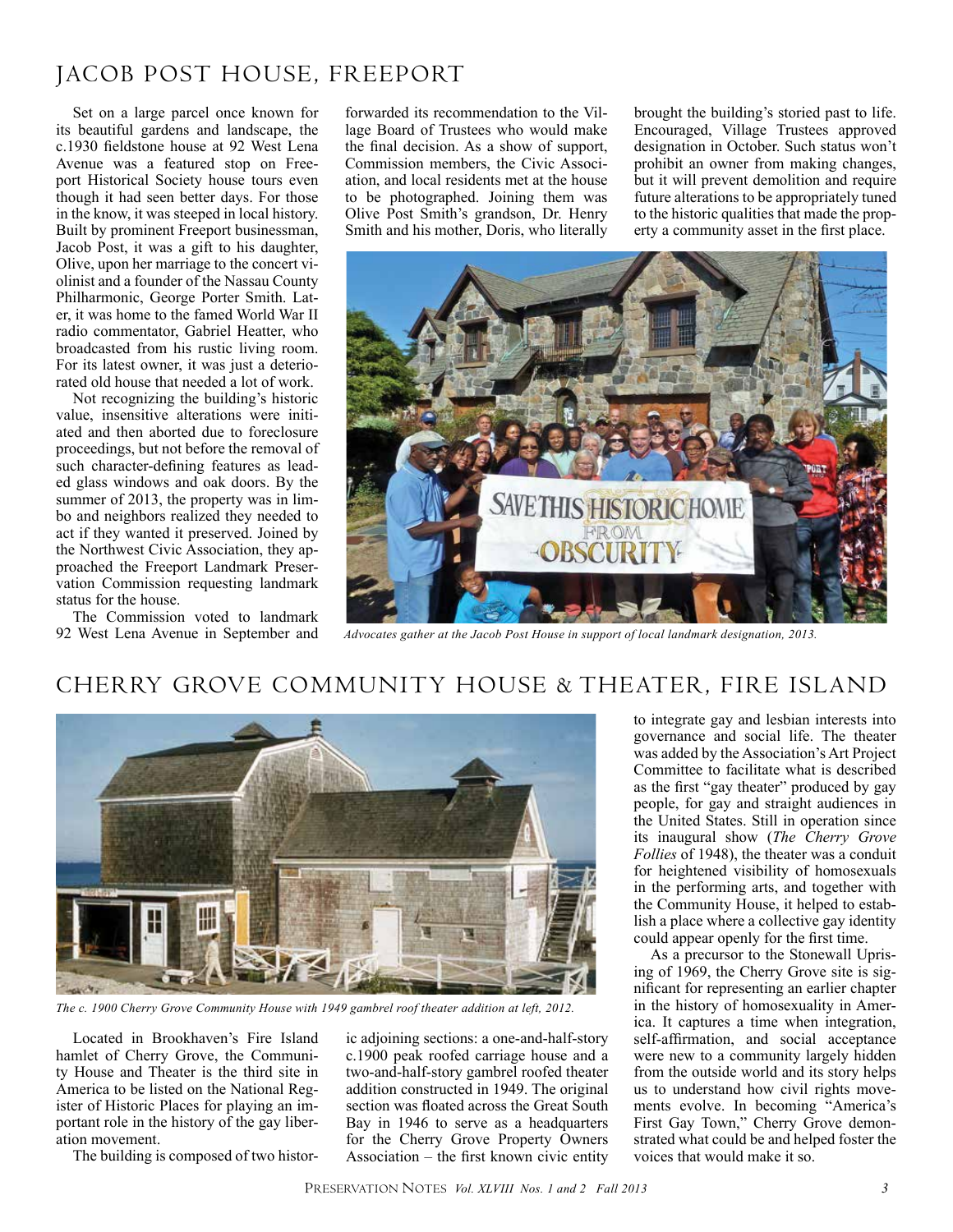## JACOB POST HOUSE, FREEPORT

Set on a large parcel once known for its beautiful gardens and landscape, the c.1930 fieldstone house at 92 West Lena Avenue was a featured stop on Freeport Historical Society house tours even though it had seen better days. For those in the know, it was steeped in local history. Built by prominent Freeport businessman, Jacob Post, it was a gift to his daughter, Olive, upon her marriage to the concert violinist and a founder of the Nassau County Philharmonic, George Porter Smith. Later, it was home to the famed World War II radio commentator, Gabriel Heatter, who broadcasted from his rustic living room. For its latest owner, it was just a deteriorated old house that needed a lot of work.

Not recognizing the building's historic value, insensitive alterations were initiated and then aborted due to foreclosure proceedings, but not before the removal of such character-defining features as leaded glass windows and oak doors. By the summer of 2013, the property was in limbo and neighbors realized they needed to act if they wanted it preserved. Joined by the Northwest Civic Association, they approached the Freeport Landmark Preservation Commission requesting landmark status for the house.

The Commission voted to landmark 92 West Lena Avenue in September and forwarded its recommendation to the Village Board of Trustees who would make the final decision. As a show of support, Commission members, the Civic Association, and local residents met at the house to be photographed. Joining them was Olive Post Smith's grandson, Dr. Henry Smith and his mother, Doris, who literally brought the building's storied past to life. Encouraged, Village Trustees approved designation in October. Such status won't prohibit an owner from making changes, but it will prevent demolition and require future alterations to be appropriately tuned to the historic qualities that made the property a community asset in the first place.

*Advocates gather at the Jacob Post House in support of local landmark designation, 2013.*

## CHERRY GROVE COMMUNITY HOUSE & THEATER, FIRE ISLAND

*The c. 1900 Cherry Grove Community House with 1949 gambrel roof theater addition at left, 2012.*

Located in Brookhaven's Fire Island hamlet of Cherry Grove, the Community House and Theater is the third site in America to be listed on the National Register of Historic Places for playing an important role in the history of the gay liberation movement.

The building is composed of two historic adjoining sections: a one-and-half-story c.1900 peak roofed carriage house and a two-and-half-story gambrel roofed theater addition constructed in 1949. The original section was floated across the Great South Bay in 1946 to serve as a headquarters for the Cherry Grove Property Owners Association – the first known civic entity to integrate gay and lesbian interests into governance and social life. The theater was added by the Association's Art Project Committee to facilitate what is described as the first "gay theater" produced by gay people, for gay and straight audiences in the United States. Still in operation since its inaugural show (*The Cherry Grove Follies* of 1948), the theater was a conduit for heightened visibility of homosexuals in the performing arts, and together with the Community House, it helped to establish a place where a collective gay identity could appear openly for the first time.

As a precursor to the Stonewall Uprising of 1969, the Cherry Grove site is significant for representing an earlier chapter in the history of homosexuality in America. It captures a time when integration, self-affirmation, and social acceptance were new to a community largely hidden from the outside world and its story helps us to understand how civil rights movements evolve. In becoming "America's First Gay Town," Cherry Grove demonstrated what could be and helped foster the voices that would make it so.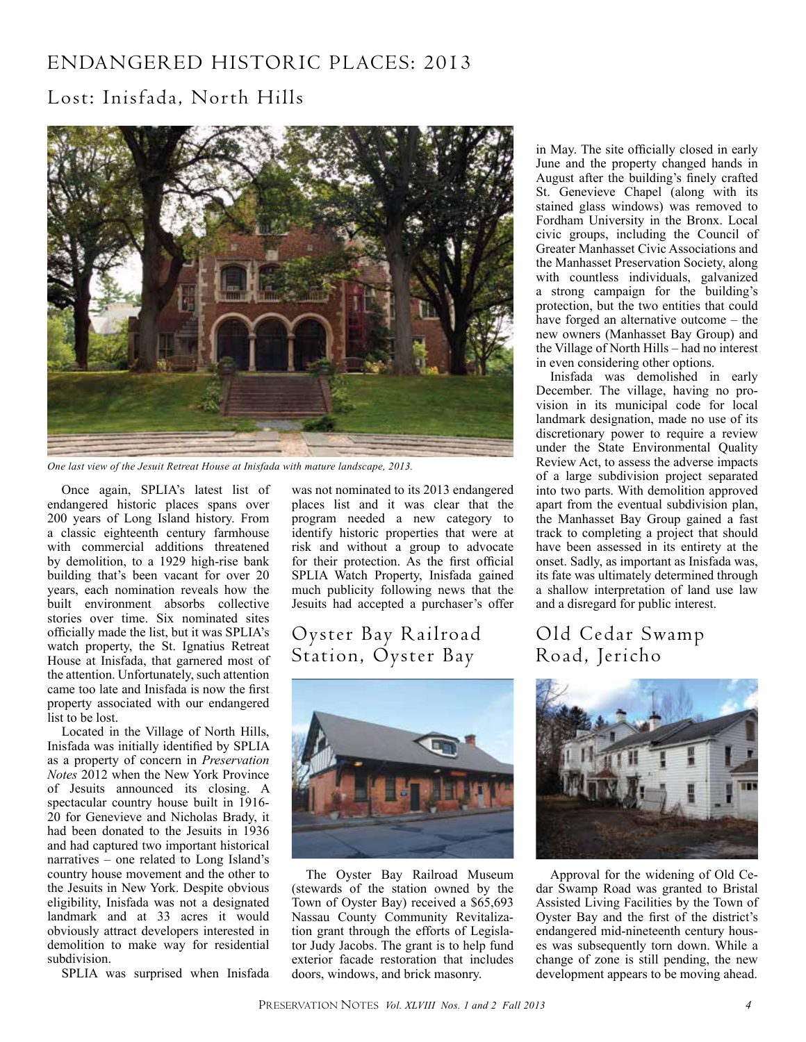# ENDANGERED HISTORIC PLACES: 2013

## Lost: Inisfada, North Hills

*One last view of the Jesuit Retreat House at Inisfada with mature landscape, 2013.*

Once again, SPLIA's latest list of endangered historic places spans over 200 years of Long Island history. From a classic eighteenth century farmhouse with commercial additions threatened by demolition, to a 1929 high-rise bank building that's been vacant for over 20 years, each nomination reveals how the built environment absorbs collective stories over time. Six nominated sites officially made the list, but it was SPLIA's watch property, the St. Ignatius Retreat House at Inisfada, that garnered most of the attention. Unfortunately, such attention came too late and Inisfada is now the first property associated with our endangered list to be lost.

Located in the Village of North Hills, Inisfada was initially identified by SPLIA as a property of concern in *Preservation Notes* 2012 when the New York Province of Jesuits announced its closing. A spectacular country house built in 1916-20 for Genevieve and Nicholas Brady, it had been donated to the Jesuits in 1936 and had captured two important historical narratives – one related to Long Island's country house movement and the other to the Jesuits in New York. Despite obvious eligibility, Inisfada was not a designated landmark and at 33 acres it would obviously attract developers interested in demolition to make way for residential subdivision.

SPLIA was surprised when Inisfada was not nominated to its 2013 endangered places list and it was clear that the program needed a new category to identify historic properties that were at risk and without a group to advocate for their protection. As the first official SPLIA Watch Property, Inisfada gained much publicity following news that the Jesuits had accepted a purchaser's offer in May. The site officially closed in early June and the property changed hands in August after the building's finely crafted St. Genevieve Chapel (along with its stained glass windows) was removed to Fordham University in the Bronx. Local civic groups, including the Council of Greater Manhasset Civic Associations and the Manhasset Preservation Society, along with countless individuals, galvanized a strong campaign for the building's protection, but the two entities that could have forged an alternative outcome – the new owners (Manhasset Bay Group) and the Village of North Hills – had no interest in even considering other options.

Inisfada was demolished in early December. The village, having no provision in its municipal code for local landmark designation, made no use of its discretionary power to require a review under the State Environmental Quality Review Act, to assess the adverse impacts of a large subdivision project separated into two parts. With demolition approved apart from the eventual subdivision plan, the Manhasset Bay Group gained a fast track to completing a project that should have been assessed in its entirety at the onset. Sadly, as important as Inisfada was, its fate was ultimately determined through a shallow interpretation of land use law and a disregard for public interest.

## Oyster Bay Railroad Station, Oyster Bay

The Oyster Bay Railroad Museum (stewards of the station owned by the Town of Oyster Bay) received a $65,693 Nassau County Community Revitalization grant through the efforts of Legislator Judy Jacobs. The grant is to help fund exterior facade restoration that includes doors, windows, and brick masonry.

## Old Cedar Swamp Road, Jericho

Approval for the widening of Old Cedar Swamp Road was granted to Bristal Assisted Living Facilities by the Town of Oyster Bay and the first of the district's endangered mid-nineteenth century houses was subsequently torn down. While a change of zone is still pending, the new development appears to be moving ahead.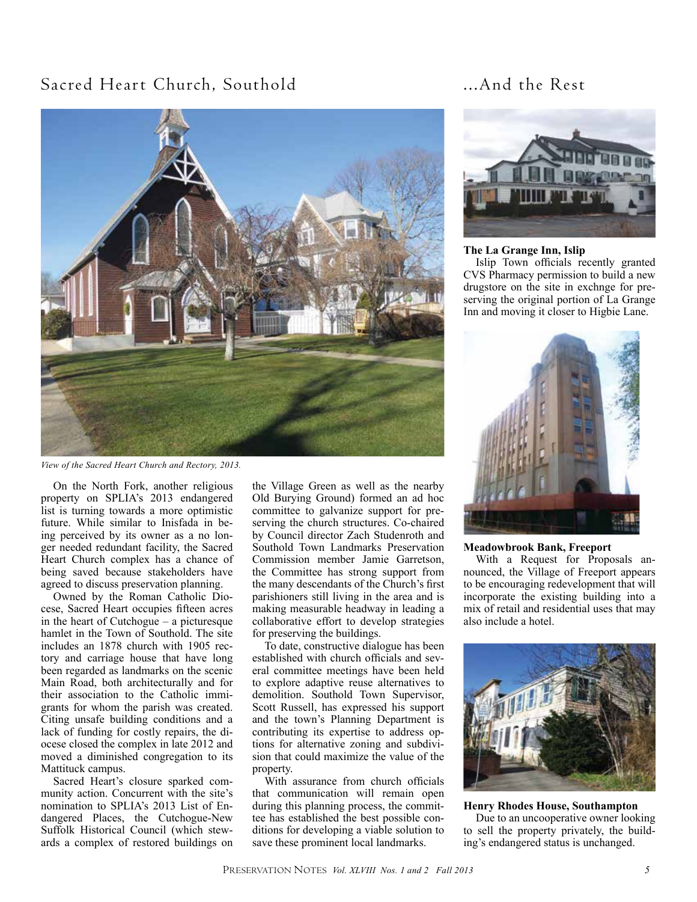## Sacred Heart Church, Southold

*View of the Sacred Heart Church and Rectory, 2013.*

On the North Fork, another religious property on SPLIA's 2013 endangered list is turning towards a more optimistic future. While similar to Inisfada in being perceived by its owner as a no longer needed redundant facility, the Sacred Heart Church complex has a chance of being saved because stakeholders have agreed to discuss preservation planning.

Owned by the Roman Catholic Diocese, Sacred Heart occupies fifteen acres in the heart of Cutchogue – a picturesque hamlet in the Town of Southold. The site includes an 1878 church with 1905 rectory and carriage house that have long been regarded as landmarks on the scenic Main Road, both architecturally and for their association to the Catholic immigrants for whom the parish was created. Citing unsafe building conditions and a lack of funding for costly repairs, the diocese closed the complex in late 2012 and moved a diminished congregation to its Mattituck campus.

Sacred Heart's closure sparked community action. Concurrent with the site's nomination to SPLIA's 2013 List of Endangered Places, the Cutchogue-New Suffolk Historical Council (which stewards a complex of restored buildings on the Village Green as well as the nearby Old Burying Ground) formed an ad hoc committee to galvanize support for preserving the church structures. Co-chaired by Council director Zach Studenroth and Southold Town Landmarks Preservation Commission member Jamie Garretson, the Committee has strong support from the many descendants of the Church's first parishioners still living in the area and is making measurable headway in leading a collaborative effort to develop strategies for preserving the buildings.

To date, constructive dialogue has been established with church officials and several committee meetings have been held to explore adaptive reuse alternatives to demolition. Southold Town Supervisor, Scott Russell, has expressed his support and the town's Planning Department is contributing its expertise to address options for alternative zoning and subdivision that could maximize the value of the property.

With assurance from church officials that communication will remain open during this planning process, the committee has established the best possible conditions for developing a viable solution to save these prominent local landmarks.

## ...And the Rest

**The La Grange Inn, Islip**

Islip Town officials recently granted CVS Pharmacy permission to build a new drugstore on the site in exchnge for preserving the original portion of La Grange Inn and moving it closer to Higbie Lane.

**Meadowbrook Bank, Freeport**

With a Request for Proposals announced, the Village of Freeport appears to be encouraging redevelopment that will incorporate the existing building into a mix of retail and residential uses that may also include a hotel.

**Henry Rhodes House, Southampton**

Due to an uncooperative owner looking to sell the property privately, the building's endangered status is unchanged.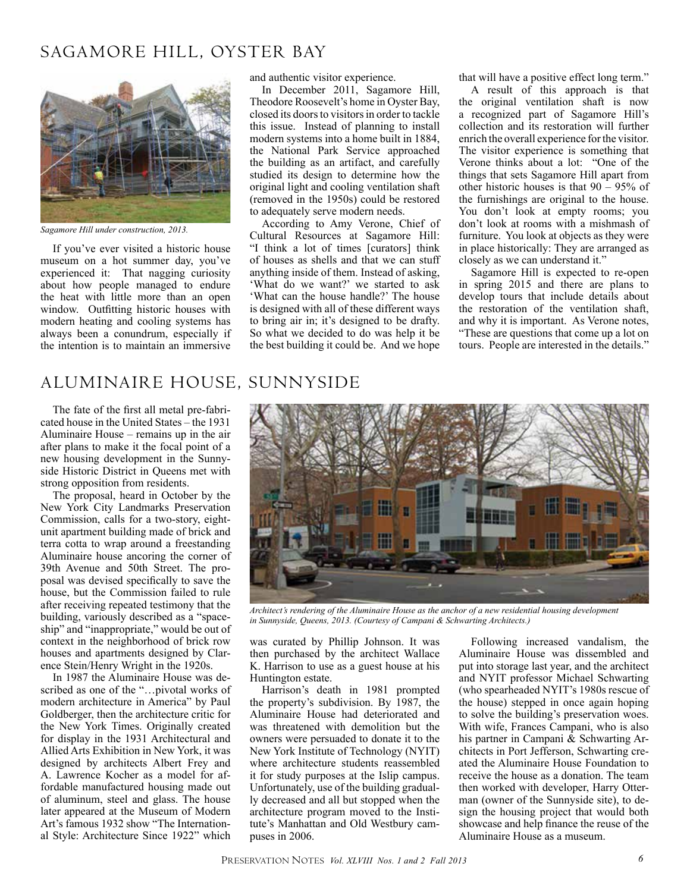## SAGAMORE HILL, OYSTER BAY

*Sagamore Hill under construction, 2013.*

If you've ever visited a historic house museum on a hot summer day, you've experienced it: That nagging curiosity about how people managed to endure the heat with little more than an open window. Outfitting historic houses with modern heating and cooling systems has always been a conundrum, especially if the intention is to maintain an immersive and authentic visitor experience.

In December 2011, Sagamore Hill, Theodore Roosevelt's home in Oyster Bay, closed its doors to visitors in order to tackle this issue. Instead of planning to install modern systems into a home built in 1884, the National Park Service approached the building as an artifact, and carefully studied its design to determine how the original light and cooling ventilation shaft (removed in the 1950s) could be restored to adequately serve modern needs.

According to Amy Verone, Chief of Cultural Resources at Sagamore Hill: "I think a lot of times [curators] think of houses as shells and that we can stuff anything inside of them. Instead of asking, 'What do we want?' we started to ask 'What can the house handle?' The house is designed with all of these different ways to bring air in; it's designed to be drafty. So what we decided to do was help it be the best building it could be. And we hope that will have a positive effect long term."

A result of this approach is that the original ventilation shaft is now a recognized part of Sagamore Hill's collection and its restoration will further enrich the overall experience for the visitor. The visitor experience is something that Verone thinks about a lot: "One of the things that sets Sagamore Hill apart from other historic houses is that 90 – 95% of the furnishings are original to the house. You don't look at empty rooms; you don't look at rooms with a mishmash of furniture. You look at objects as they were in place historically: They are arranged as closely as we can understand it."

Sagamore Hill is expected to re-open in spring 2015 and there are plans to develop tours that include details about the restoration of the ventilation shaft, and why it is important. As Verone notes, "These are questions that come up a lot on tours. People are interested in the details."

## ALUMINAIRE HOUSE, SUNNYSIDE

The fate of the first all metal pre-fabricated house in the United States – the 1931 Aluminaire House – remains up in the air after plans to make it the focal point of a new housing development in the Sunnyside Historic District in Queens met with strong opposition from residents.

The proposal, heard in October by the New York City Landmarks Preservation Commission, calls for a two-story, eight-unit apartment building made of brick and terra cotta to wrap around a freestanding Aluminaire house ancoring the corner of 39th Avenue and 50th Street. The proposal was devised specifically to save the house, but the Commission failed to rule after receiving repeated testimony that the building, variously described as a "spaceship" and "inappropriate," would be out of context in the neighborhood of brick row houses and apartments designed by Clarence Stein/Henry Wright in the 1920s.

*Architect's rendering of the Aluminaire House as the anchor of a new residential housing development in Sunnyside, Queens, 2013. (Courtesy of Campani & Schwarting Architects.)*

In 1987 the Aluminaire House was described as one of the "…pivotal works of modern architecture in America" by Paul Goldberger, then the architecture critic for the New York Times. Originally created for display in the 1931 Architectural and Allied Arts Exhibition in New York, it was designed by architects Albert Frey and A. Lawrence Kocher as a model for affordable manufactured housing made out of aluminum, steel and glass. The house later appeared at the Museum of Modern Art's famous 1932 show "The International Style: Architecture Since 1922" which was curated by Phillip Johnson. It was then purchased by the architect Wallace K. Harrison to use as a guest house at his Huntington estate.

Harrison's death in 1981 prompted the property's subdivision. By 1987, the Aluminaire House had deteriorated and was threatened with demolition but the owners were persuaded to donate it to the New York Institute of Technology (NYIT) where architecture students reassembled it for study purposes at the Islip campus. Unfortunately, use of the building gradually decreased and all but stopped when the architecture program moved to the Institute's Manhattan and Old Westbury campuses in 2006.

Following increased vandalism, the Aluminaire House was dissembled and put into storage last year, and the architect and NYIT professor Michael Schwarting (who spearheaded NYIT's 1980s rescue of the house) stepped in once again hoping to solve the building's preservation woes. With wife, Frances Campani, who is also his partner in Campani & Schwarting Architects in Port Jefferson, Schwarting created the Aluminaire House Foundation to receive the house as a donation. The team then worked with developer, Harry Otterman (owner of the Sunnyside site), to design the housing project that would both showcase and help finance the reuse of the Aluminaire House as a museum.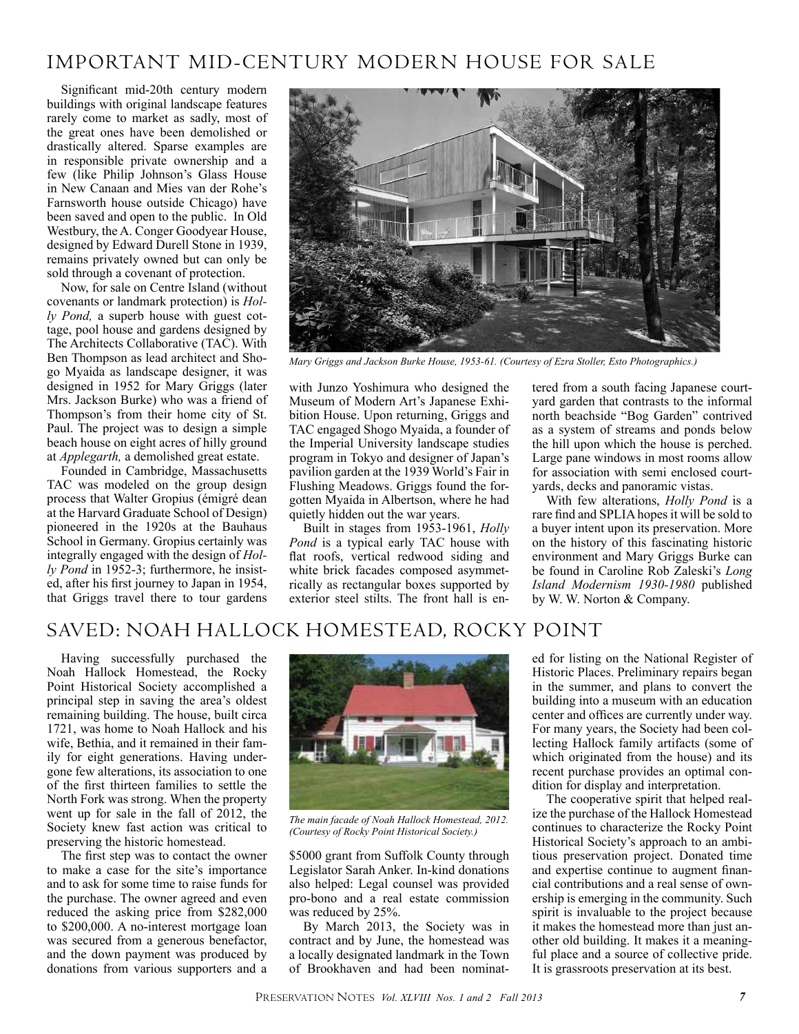## IMPORTANT MID-CENTURY MODERN HOUSE FOR SALE

Significant mid-20th century modern buildings with original landscape features rarely come to market as sadly, most of the great ones have been demolished or drastically altered. Sparse examples are in responsible private ownership and a few (like Philip Johnson's Glass House in New Canaan and Mies van der Rohe's Farnsworth house outside Chicago) have been saved and open to the public. In Old Westbury, the A. Conger Goodyear House, designed by Edward Durell Stone in 1939, remains privately owned but can only be sold through a covenant of protection.

Now, for sale on Centre Island (without covenants or landmark protection) is *Holly Pond,* a superb house with guest cottage, pool house and gardens designed by The Architects Collaborative (TAC). With Ben Thompson as lead architect and Shogo Myaida as landscape designer, it was designed in 1952 for Mary Griggs (later Mrs. Jackson Burke) who was a friend of Thompson's from their home city of St. Paul. The project was to design a simple beach house on eight acres of hilly ground at *Applegarth,* a demolished great estate.

Founded in Cambridge, Massachusetts TAC was modeled on the group design process that Walter Gropius (émigré dean at the Harvard Graduate School of Design) pioneered in the 1920s at the Bauhaus School in Germany. Gropius certainly was integrally engaged with the design of *Holly Pond* in 1952-3; furthermore, he insisted, after his first journey to Japan in 1954, that Griggs travel there to tour gardens with Junzo Yoshimura who designed the Museum of Modern Art's Japanese Exhibition House. Upon returning, Griggs and TAC engaged Shogo Myaida, a founder of the Imperial University landscape studies program in Tokyo and designer of Japan's pavilion garden at the 1939 World's Fair in Flushing Meadows. Griggs found the forgotten Myaida in Albertson, where he had quietly hidden out the war years.

*Mary Griggs and Jackson Burke House, 1953-61. (Courtesy of Ezra Stoller, Esto Photographics.)*

Built in stages from 1953-1961, *Holly Pond* is a typical early TAC house with flat roofs, vertical redwood siding and white brick facades composed asymmetrically as rectangular boxes supported by exterior steel stilts. The front hall is entered from a south facing Japanese courtyard garden that contrasts to the informal north beachside "Bog Garden" contrived as a system of streams and ponds below the hill upon which the house is perched. Large pane windows in most rooms allow for association with semi enclosed courtyards, decks and panoramic vistas.

With few alterations, *Holly Pond* is a rare find and SPLIA hopes it will be sold to a buyer intent upon its preservation. More on the history of this fascinating historic environment and Mary Griggs Burke can be found in Caroline Rob Zaleski's *Long Island Modernism 1930-1980* published by W. W. Norton & Company.

## SAVED: NOAH HALLOCK HOMESTEAD, ROCKY POINT

Having successfully purchased the Noah Hallock Homestead, the Rocky Point Historical Society accomplished a principal step in saving the area's oldest remaining building. The house, built circa 1721, was home to Noah Hallock and his wife, Bethia, and it remained in their family for eight generations. Having undergone few alterations, its association to one of the first thirteen families to settle the North Fork was strong. When the property went up for sale in the fall of 2012, the Society knew fast action was critical to preserving the historic homestead.

The first step was to contact the owner to make a case for the site's importance and to ask for some time to raise funds for the purchase. The owner agreed and even reduced the asking price from \$282,000 to \$200,000. A no-interest mortgage loan was secured from a generous benefactor, and the down payment was produced by donations from various supporters and a \$5000 grant from Suffolk County through Legislator Sarah Anker. In-kind donations also helped: Legal counsel was provided pro-bono and a real estate commission was reduced by 25%.

*The main facade of Noah Hallock Homestead, 2012. (Courtesy of Rocky Point Historical Society.)*

By March 2013, the Society was in contract and by June, the homestead was a locally designated landmark in the Town of Brookhaven and had been nominated for listing on the National Register of Historic Places. Preliminary repairs began in the summer, and plans to convert the building into a museum with an education center and offices are currently under way. For many years, the Society had been collecting Hallock family artifacts (some of which originated from the house) and its recent purchase provides an optimal condition for display and interpretation.

The cooperative spirit that helped realize the purchase of the Hallock Homestead continues to characterize the Rocky Point Historical Society's approach to an ambitious preservation project. Donated time and expertise continue to augment financial contributions and a real sense of ownership is emerging in the community. Such spirit is invaluable to the project because it makes the homestead more than just another old building. It makes it a meaningful place and a source of collective pride. It is grassroots preservation at its best.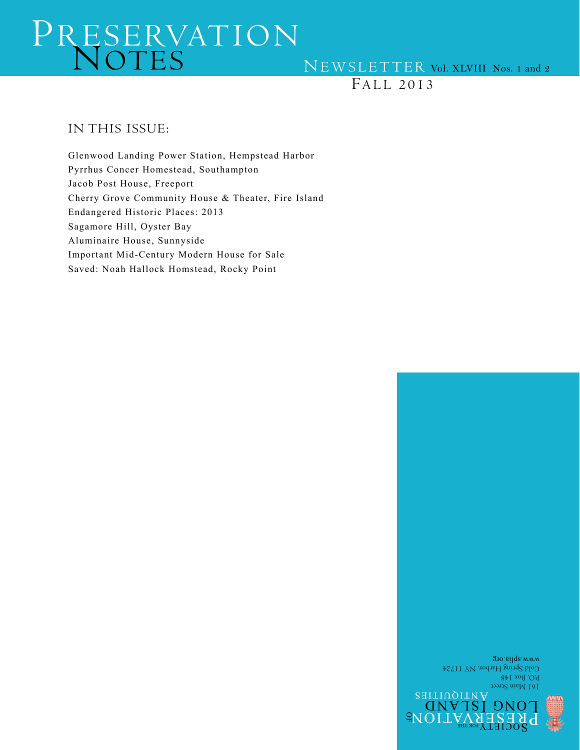# Preservation Notes

Newsletter Vol. XLVIII Nos. 1 and 2

Fall 2013

## IN THIS ISSUE:

Glenwood Landing Power Station, Hempstead Harbor
Pyrrhus Concer Homestead, Southampton
Jacob Post House, Freeport
Cherry Grove Community House & Theater, Fire Island
Endangered Historic Places: 2013
Sagamore Hill, Oyster Bay
Aluminaire House, Sunnyside
Important Mid-Century Modern House for Sale
Saved: Noah Hallock Homstead, Rocky Point

Society for the Preservation of Long Island Antiquities
161 Main Street
P.O. Box 148
Cold Spring Harbor, NY 11724
www.splia.org